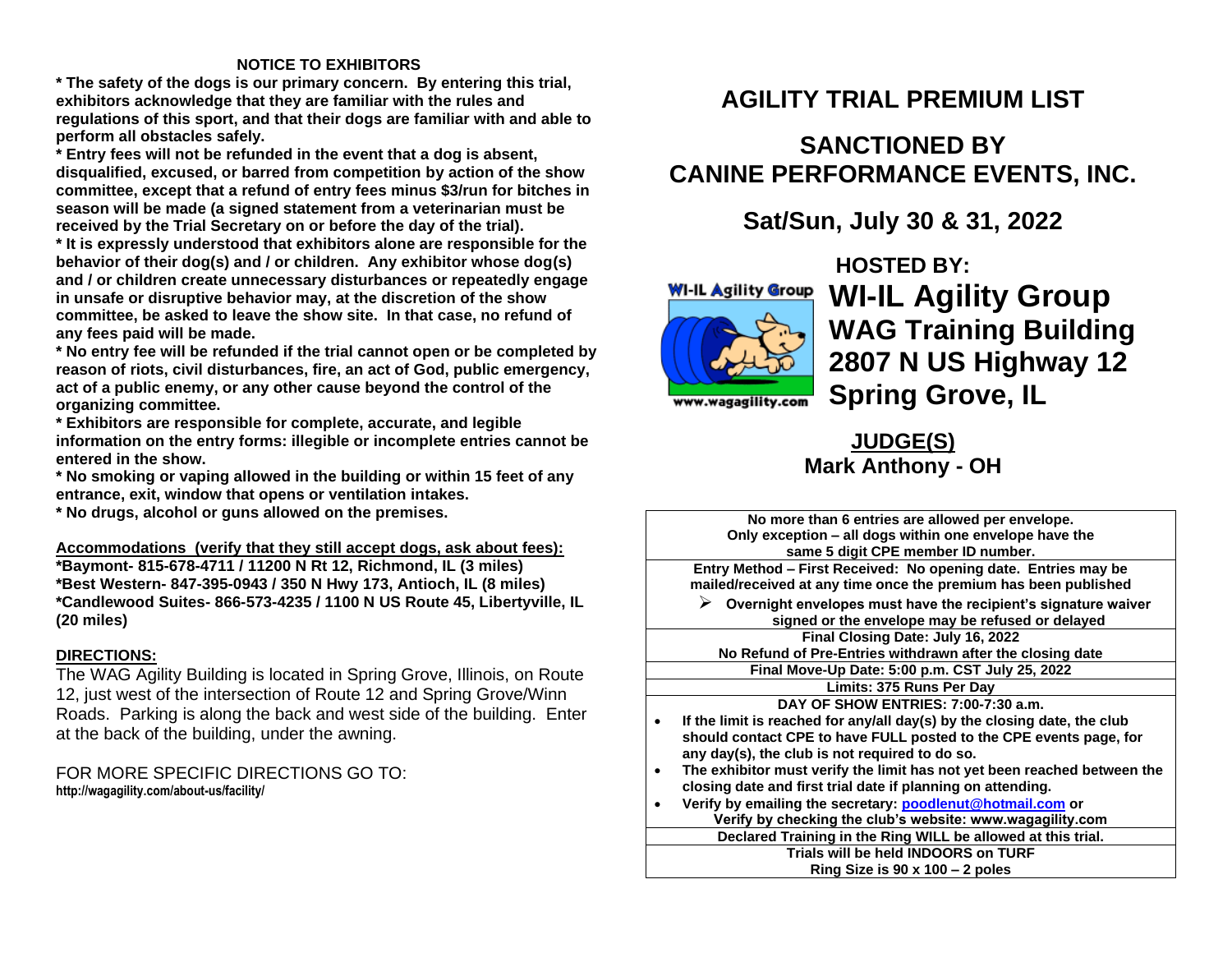**NOTICE TO EXHIBITORS**

**\* The safety of the dogs is our primary concern. By entering this trial, exhibitors acknowledge that they are familiar with the rules and regulations of this sport, and that their dogs are familiar with and able to perform all obstacles safely.**

**\* Entry fees will not be refunded in the event that a dog is absent, disqualified, excused, or barred from competition by action of the show committee, except that a refund of entry fees minus $3/run for bitches in season will be made (a signed statement from a veterinarian must be received by the Trial Secretary on or before the day of the trial).**

**\* It is expressly understood that exhibitors alone are responsible for the behavior of their dog(s) and / or children. Any exhibitor whose dog(s) and / or children create unnecessary disturbances or repeatedly engage in unsafe or disruptive behavior may, at the discretion of the show committee, be asked to leave the show site. In that case, no refund of any fees paid will be made.**

**\* No entry fee will be refunded if the trial cannot open or be completed by reason of riots, civil disturbances, fire, an act of God, public emergency, act of a public enemy, or any other cause beyond the control of the organizing committee.**

**\* Exhibitors are responsible for complete, accurate, and legible information on the entry forms: illegible or incomplete entries cannot be entered in the show.**

**\* No smoking or vaping allowed in the building or within 15 feet of any entrance, exit, window that opens or ventilation intakes.**

**\* No drugs, alcohol or guns allowed on the premises.**

**Accommodations (verify that they still accept dogs, ask about fees):**

**\*Baymont- 815-678-4711 / 11200 N Rt 12, Richmond, IL (3 miles)**
**\*Best Western- 847-395-0943 / 350 N Hwy 173, Antioch, IL (8 miles)**
**\*Candlewood Suites- 866-573-4235 / 1100 N US Route 45, Libertyville, IL (20 miles)**

**DIRECTIONS:**

The WAG Agility Building is located in Spring Grove, Illinois, on Route 12, just west of the intersection of Route 12 and Spring Grove/Winn Roads. Parking is along the back and west side of the building. Enter at the back of the building, under the awning.

FOR MORE SPECIFIC DIRECTIONS GO TO:
**http://wagagility.com/about-us/facility/**

# AGILITY TRIAL PREMIUM LIST

## SANCTIONED BY CANINE PERFORMANCE EVENTS, INC.

## Sat/Sun, July 30 & 31, 2022

**HOSTED BY:**

WI-IL Agility Group

www.wagagility.com

# WI-IL Agility Group
## WAG Training Building
## 2807 N US Highway 12
## Spring Grove, IL

**JUDGE(S)**
**Mark Anthony - OH**

**No more than 6 entries are allowed per envelope.**
**Only exception – all dogs within one envelope have the same 5 digit CPE member ID number.**

**Entry Method – First Received: No opening date. Entries may be mailed/received at any time once the premium has been published**

- **Overnight envelopes must have the recipient's signature waiver signed or the envelope may be refused or delayed**

**Final Closing Date: July 16, 2022**
**No Refund of Pre-Entries withdrawn after the closing date**

**Final Move-Up Date: 5:00 p.m. CST July 25, 2022**

**Limits: 375 Runs Per Day**

**DAY OF SHOW ENTRIES: 7:00-7:30 a.m.**

- **If the limit is reached for any/all day(s) by the closing date, the club should contact CPE to have FULL posted to the CPE events page, for any day(s), the club is not required to do so.**
- **The exhibitor must verify the limit has not yet been reached between the closing date and first trial date if planning on attending.**
- **Verify by emailing the secretary: poodlenut@hotmail.com or Verify by checking the club's website: www.wagagility.com**

**Declared Training in the Ring WILL be allowed at this trial.**

**Trials will be held INDOORS on TURF**
**Ring Size is 90 x 100 – 2 poles**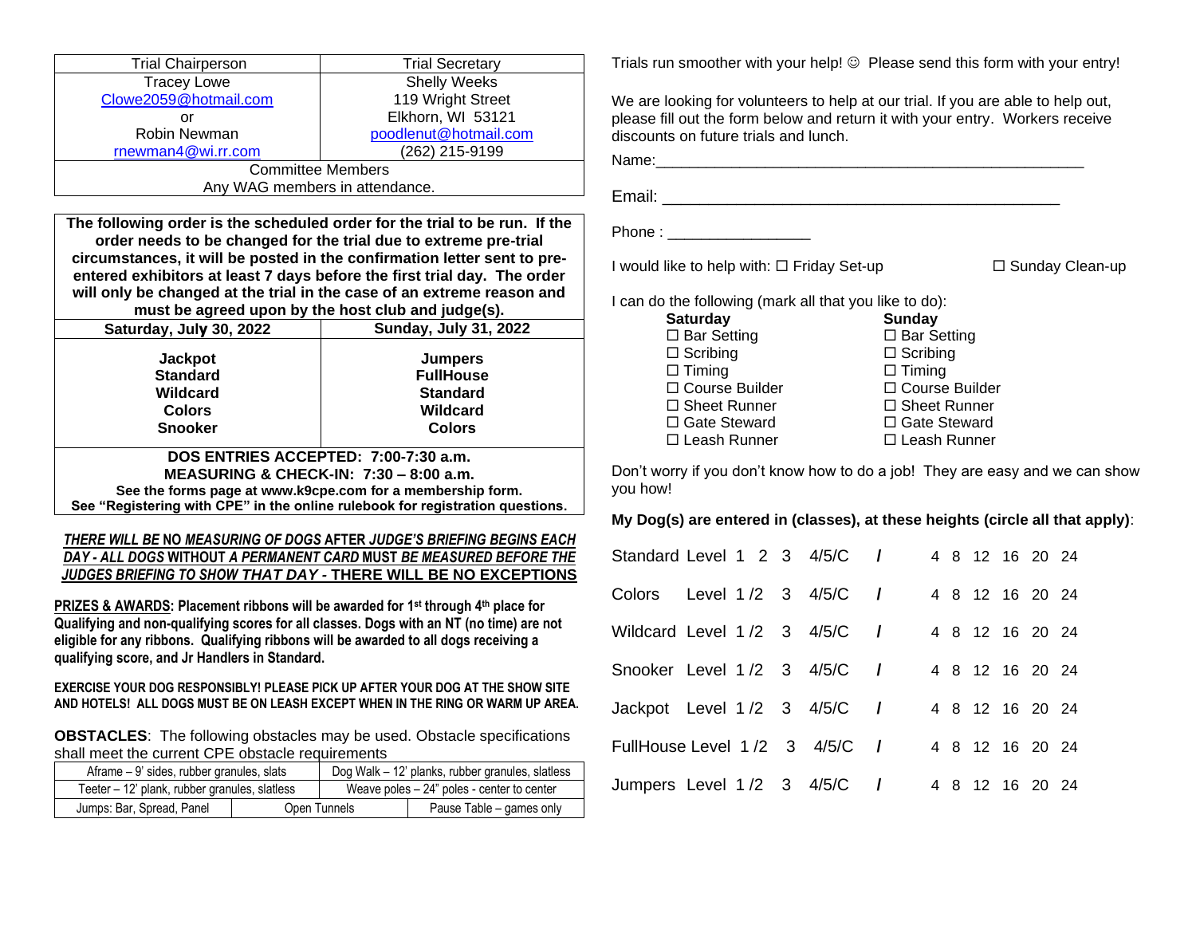| Trial Chairperson | Trial Secretary |
|---|---|
| Tracey Lowe<br>Clowe2059@hotmail.com<br>or<br>Robin Newman<br>rnewman4@wi.rr.com | Shelly Weeks<br>119 Wright Street<br>Elkhorn, WI 53121<br>poodlenut@hotmail.com<br>(262) 215-9199 |
| Committee Members<br>Any WAG members in attendance. | |

**The following order is the scheduled order for the trial to be run. If the order needs to be changed for the trial due to extreme pre-trial circumstances, it will be posted in the confirmation letter sent to pre-entered exhibitors at least 7 days before the first trial day. The order will only be changed at the trial in the case of an extreme reason and must be agreed upon by the host club and judge(s).**

| Saturday, July 30, 2022 | Sunday, July 31, 2022 |
|---|---|
| **Jackpot**<br>**Standard**<br>**Wildcard**<br>**Colors**<br>**Snooker** | **Jumpers**<br>**FullHouse**<br>**Standard**<br>**Wildcard**<br>**Colors** |

**DOS ENTRIES ACCEPTED: 7:00-7:30 a.m.**
**MEASURING & CHECK-IN: 7:30 – 8:00 a.m.**
**See the forms page at www.k9cpe.com for a membership form.**
**See "Registering with CPE" in the online rulebook for registration questions.**

***THERE WILL BE* NO *MEASURING OF DOGS* AFTER *JUDGE'S BRIEFING BEGINS EACH DAY - ALL DOGS* WITHOUT *A* PERMANENT CARD *MUST BE MEASURED BEFORE THE JUDGES BRIEFING TO SHOW THAT DAY* - THERE WILL BE NO EXCEPTIONS**

**PRIZES & AWARDS: Placement ribbons will be awarded for 1st through 4th place for Qualifying and non-qualifying scores for all classes. Dogs with an NT (no time) are not eligible for any ribbons. Qualifying ribbons will be awarded to all dogs receiving a qualifying score, and Jr Handlers in Standard.**

**EXERCISE YOUR DOG RESPONSIBLY! PLEASE PICK UP AFTER YOUR DOG AT THE SHOW SITE AND HOTELS! ALL DOGS MUST BE ON LEASH EXCEPT WHEN IN THE RING OR WARM UP AREA.**

**OBSTACLES**: The following obstacles may be used. Obstacle specifications shall meet the current CPE obstacle requirements

| Aframe – 9' sides, rubber granules, slats | Dog Walk – 12' planks, rubber granules, slatless | |
|---|---|---|
| Teeter – 12' plank, rubber granules, slatless | Weave poles – 24" poles - center to center | |
| Jumps: Bar, Spread, Panel | Open Tunnels | Pause Table – games only |

Trials run smoother with your help! ☺ Please send this form with your entry!

We are looking for volunteers to help at our trial. If you are able to help out, please fill out the form below and return it with your entry. Workers receive discounts on future trials and lunch.

Name:_____________________________________________________

Email: ______________________________________________

Phone : ________________

I would like to help with: ☐ Friday Set-up ☐ Sunday Clean-up

I can do the following (mark all that you like to do):

| **Saturday** | **Sunday** |
|---|---|
| ☐ Bar Setting | ☐ Bar Setting |
| ☐ Scribing | ☐ Scribing |
| ☐ Timing | ☐ Timing |
| ☐ Course Builder | ☐ Course Builder |
| ☐ Sheet Runner | ☐ Sheet Runner |
| ☐ Gate Steward | ☐ Gate Steward |
| ☐ Leash Runner | ☐ Leash Runner |

Don't worry if you don't know how to do a job! They are easy and we can show you how!

**My Dog(s) are entered in (classes), at these heights (circle all that apply)**:

Standard Level 1 2 3 4/5/C / 4 8 12 16 20 24

Colors Level 1 /2 3 4/5/C / 4 8 12 16 20 24

Wildcard Level 1 /2 3 4/5/C / 4 8 12 16 20 24

Snooker Level 1 /2 3 4/5/C / 4 8 12 16 20 24

Jackpot Level 1 /2 3 4/5/C / 4 8 12 16 20 24

FullHouse Level 1 /2 3 4/5/C / 4 8 12 16 20 24

Jumpers Level 1 /2 3 4/5/C / 4 8 12 16 20 24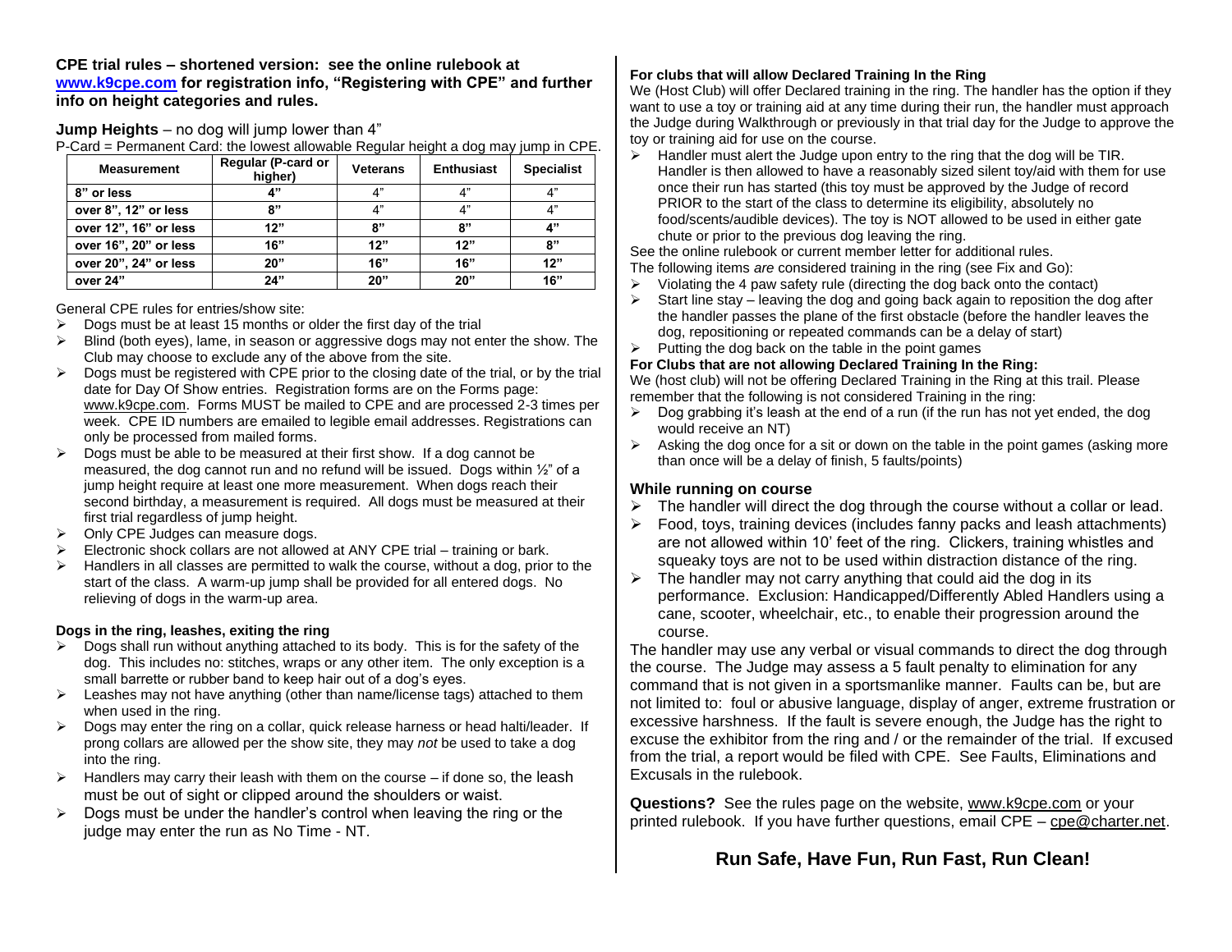**CPE trial rules – shortened version: see the online rulebook at www.k9cpe.com for registration info, "Registering with CPE" and further info on height categories and rules.**

**Jump Heights** – no dog will jump lower than 4"

P-Card = Permanent Card: the lowest allowable Regular height a dog may jump in CPE.

| Measurement | Regular (P-card or higher) | Veterans | Enthusiast | Specialist |
|---|---|---|---|---|
| **8" or less** | **4"** | 4" | 4" | 4" |
| **over 8", 12" or less** | **8"** | 4" | 4" | 4" |
| **over 12", 16" or less** | **12"** | **8"** | **8"** | **4"** |
| **over 16", 20" or less** | **16"** | **12"** | **12"** | **8"** |
| **over 20", 24" or less** | **20"** | **16"** | **16"** | **12"** |
| **over 24"** | **24"** | **20"** | **20"** | **16"** |

General CPE rules for entries/show site:

- Dogs must be at least 15 months or older the first day of the trial
- Blind (both eyes), lame, in season or aggressive dogs may not enter the show. The Club may choose to exclude any of the above from the site.
- Dogs must be registered with CPE prior to the closing date of the trial, or by the trial date for Day Of Show entries. Registration forms are on the Forms page: www.k9cpe.com. Forms MUST be mailed to CPE and are processed 2-3 times per week. CPE ID numbers are emailed to legible email addresses. Registrations can only be processed from mailed forms.
- Dogs must be able to be measured at their first show. If a dog cannot be measured, the dog cannot run and no refund will be issued. Dogs within ½" of a jump height require at least one more measurement. When dogs reach their second birthday, a measurement is required. All dogs must be measured at their first trial regardless of jump height.
- Only CPE Judges can measure dogs.
- Electronic shock collars are not allowed at ANY CPE trial – training or bark.
- Handlers in all classes are permitted to walk the course, without a dog, prior to the start of the class. A warm-up jump shall be provided for all entered dogs. No relieving of dogs in the warm-up area.

**Dogs in the ring, leashes, exiting the ring**

- Dogs shall run without anything attached to its body. This is for the safety of the dog. This includes no: stitches, wraps or any other item. The only exception is a small barrette or rubber band to keep hair out of a dog's eyes.
- Leashes may not have anything (other than name/license tags) attached to them when used in the ring.
- Dogs may enter the ring on a collar, quick release harness or head halti/leader. If prong collars are allowed per the show site, they may *not* be used to take a dog into the ring.
- Handlers may carry their leash with them on the course – if done so, the leash must be out of sight or clipped around the shoulders or waist.
- Dogs must be under the handler's control when leaving the ring or the judge may enter the run as No Time - NT.

**For clubs that will allow Declared Training In the Ring**

We (Host Club) will offer Declared training in the ring. The handler has the option if they want to use a toy or training aid at any time during their run, the handler must approach the Judge during Walkthrough or previously in that trial day for the Judge to approve the toy or training aid for use on the course.

- Handler must alert the Judge upon entry to the ring that the dog will be TIR. Handler is then allowed to have a reasonably sized silent toy/aid with them for use once their run has started (this toy must be approved by the Judge of record PRIOR to the start of the class to determine its eligibility, absolutely no food/scents/audible devices). The toy is NOT allowed to be used in either gate chute or prior to the previous dog leaving the ring.

See the online rulebook or current member letter for additional rules.

The following items *are* considered training in the ring (see Fix and Go):

- Violating the 4 paw safety rule (directing the dog back onto the contact)
- Start line stay – leaving the dog and going back again to reposition the dog after the handler passes the plane of the first obstacle (before the handler leaves the dog, repositioning or repeated commands can be a delay of start)
- Putting the dog back on the table in the point games

**For Clubs that are not allowing Declared Training In the Ring:**

We (host club) will not be offering Declared Training in the Ring at this trail. Please remember that the following is not considered Training in the ring:

- Dog grabbing it's leash at the end of a run (if the run has not yet ended, the dog would receive an NT)
- Asking the dog once for a sit or down on the table in the point games (asking more than once will be a delay of finish, 5 faults/points)

**While running on course**

- The handler will direct the dog through the course without a collar or lead.
- Food, toys, training devices (includes fanny packs and leash attachments) are not allowed within 10' feet of the ring. Clickers, training whistles and squeaky toys are not to be used within distraction distance of the ring.
- The handler may not carry anything that could aid the dog in its performance. Exclusion: Handicapped/Differently Abled Handlers using a cane, scooter, wheelchair, etc., to enable their progression around the course.

The handler may use any verbal or visual commands to direct the dog through the course. The Judge may assess a 5 fault penalty to elimination for any command that is not given in a sportsmanlike manner. Faults can be, but are not limited to: foul or abusive language, display of anger, extreme frustration or excessive harshness. If the fault is severe enough, the Judge has the right to excuse the exhibitor from the ring and / or the remainder of the trial. If excused from the trial, a report would be filed with CPE. See Faults, Eliminations and Excusals in the rulebook.

**Questions?** See the rules page on the website, www.k9cpe.com or your printed rulebook. If you have further questions, email CPE – cpe@charter.net.

**Run Safe, Have Fun, Run Fast, Run Clean!**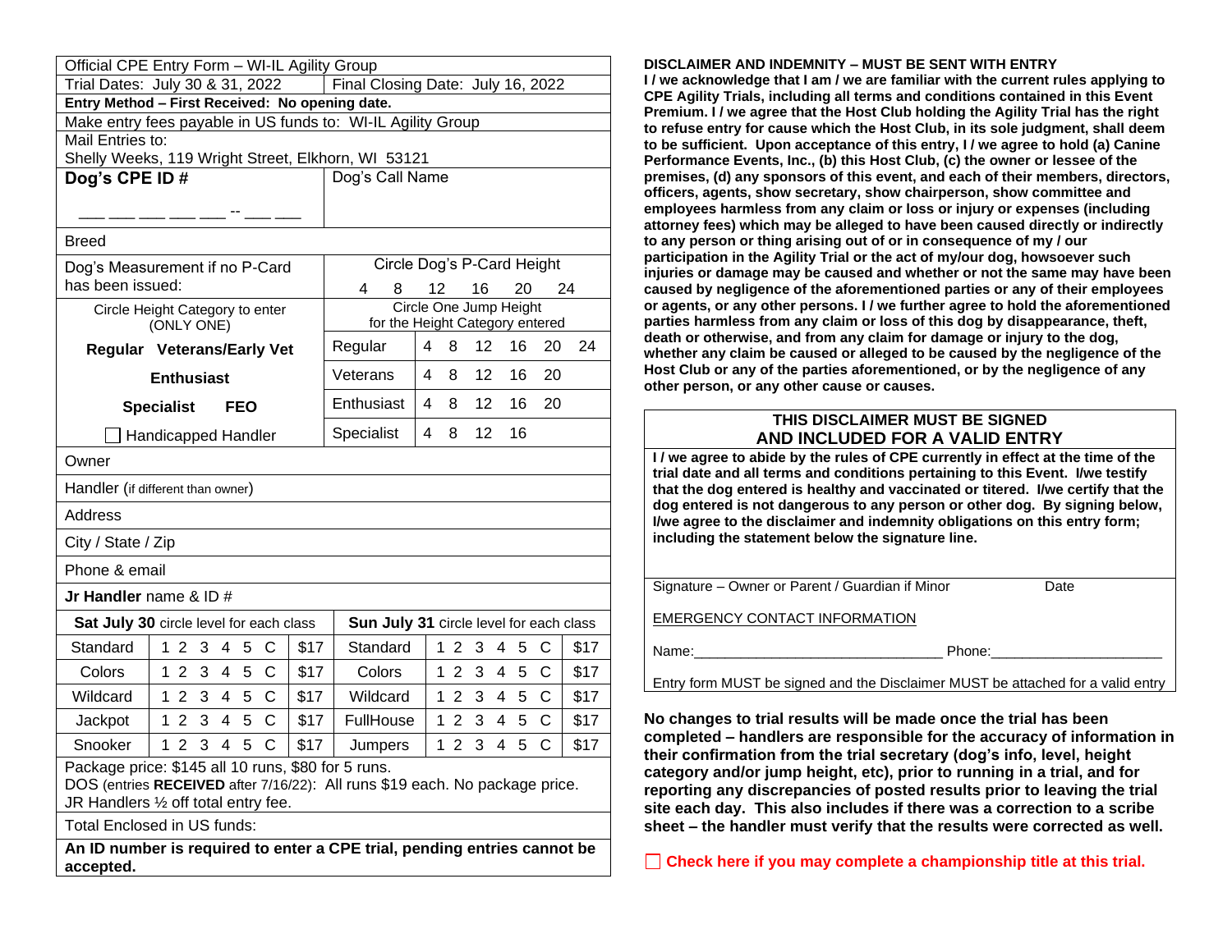| Official CPE Entry Form – WI-IL Agility Group | | | | | |
|---|---|---|---|---|---|
| Trial Dates: July 30 & 31, 2022 | | | Final Closing Date: July 16, 2022 | | |
| **Entry Method – First Received: No opening date.** | | | | | |
| Make entry fees payable in US funds to: WI-IL Agility Group | | | | | |
| Mail Entries to: Shelly Weeks, 119 Wright Street, Elkhorn, WI 53121 | | | | | |
| **Dog's CPE ID #** ___ ___ ___ ___ ___ -- ___ ___ | | | Dog's Call Name | | |
| Breed | | | | | |
| Dog's Measurement if no P-Card has been issued: | | | Circle Dog's P-Card Height: 4 8 12 16 20 24 | | |
| Circle Height Category to enter (ONLY ONE) | | | Circle One Jump Height for the Height Category entered | | |
| **Regular Veterans/Early Vet** | | | Regular | 4 8 12 16 20 24 | |
| **Enthusiast** | | | Veterans | 4 8 12 16 20 | |
| **Specialist FEO** | | | Enthusiast | 4 8 12 16 20 | |
| ☐ Handicapped Handler | | | Specialist | 4 8 12 16 | |
| Owner | | | | | |
| Handler (if different than owner) | | | | | |
| Address | | | | | |
| City / State / Zip | | | | | |
| Phone & email | | | | | |
| **Jr Handler** name & ID # | | | | | |
| **Sat July 30** circle level for each class | | | **Sun July 31** circle level for each class | | |
| Standard | 1 2 3 4 5 C | $17 | Standard | 1 2 3 4 5 C | $17 |
| Colors | 1 2 3 4 5 C | $17 | Colors | 1 2 3 4 5 C | $17 |
| Wildcard | 1 2 3 4 5 C | $17 | Wildcard | 1 2 3 4 5 C | $17 |
| Jackpot | 1 2 3 4 5 C | $17 | FullHouse | 1 2 3 4 5 C | $17 |
| Snooker | 1 2 3 4 5 C | $17 | Jumpers | 1 2 3 4 5 C | $17 |
| Package price: $145 all 10 runs, $80 for 5 runs. DOS (entries **RECEIVED** after 7/16/22): All runs $19 each. No package price. JR Handlers ½ off total entry fee. | | | | | |
| Total Enclosed in US funds: | | | | | |
| **An ID number is required to enter a CPE trial, pending entries cannot be accepted.** | | | | | |

**DISCLAIMER AND INDEMNITY – MUST BE SENT WITH ENTRY**

**I / we acknowledge that I am / we are familiar with the current rules applying to CPE Agility Trials, including all terms and conditions contained in this Event Premium. I / we agree that the Host Club holding the Agility Trial has the right to refuse entry for cause which the Host Club, in its sole judgment, shall deem to be sufficient. Upon acceptance of this entry, I / we agree to hold (a) Canine Performance Events, Inc., (b) this Host Club, (c) the owner or lessee of the premises, (d) any sponsors of this event, and each of their members, directors, officers, agents, show secretary, show chairperson, show committee and employees harmless from any claim or loss or injury or expenses (including attorney fees) which may be alleged to have been caused directly or indirectly to any person or thing arising out of or in consequence of my / our participation in the Agility Trial or the act of my/our dog, howsoever such injuries or damage may be caused and whether or not the same may have been caused by negligence of the aforementioned parties or any of their employees or agents, or any other persons. I / we further agree to hold the aforementioned parties harmless from any claim or loss of this dog by disappearance, theft, death or otherwise, and from any claim for damage or injury to the dog, whether any claim be caused or alleged to be caused by the negligence of the Host Club or any of the parties aforementioned, or by the negligence of any other person, or any other cause or causes.**

**THIS DISCLAIMER MUST BE SIGNED AND INCLUDED FOR A VALID ENTRY**

**I / we agree to abide by the rules of CPE currently in effect at the time of the trial date and all terms and conditions pertaining to this Event. I/we testify that the dog entered is healthy and vaccinated or titered. I/we certify that the dog entered is not dangerous to any person or other dog. By signing below, I/we agree to the disclaimer and indemnity obligations on this entry form; including the statement below the signature line.**

Signature – Owner or Parent / Guardian if Minor          Date

EMERGENCY CONTACT INFORMATION

Name:_______________________________ Phone:_____________________

Entry form MUST be signed and the Disclaimer MUST be attached for a valid entry

**No changes to trial results will be made once the trial has been completed – handlers are responsible for the accuracy of information in their confirmation from the trial secretary (dog's info, level, height category and/or jump height, etc), prior to running in a trial, and for reporting any discrepancies of posted results prior to leaving the trial site each day. This also includes if there was a correction to a scribe sheet – the handler must verify that the results were corrected as well.**

☐ **Check here if you may complete a championship title at this trial.**